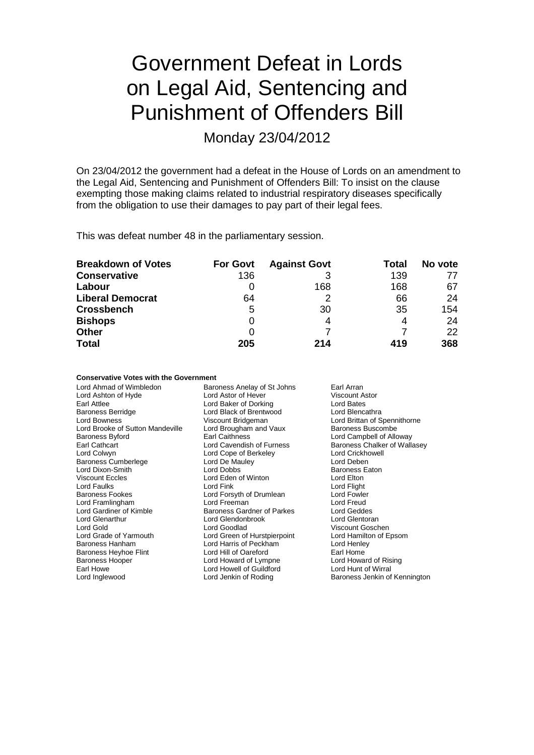# Government Defeat in Lords on Legal Aid, Sentencing and Punishment of Offenders Bill

Monday 23/04/2012

On 23/04/2012 the government had a defeat in the House of Lords on an amendment to the Legal Aid, Sentencing and Punishment of Offenders Bill: To insist on the clause exempting those making claims related to industrial respiratory diseases specifically from the obligation to use their damages to pay part of their legal fees.

This was defeat number 48 in the parliamentary session.

| Breakdown of Votes | For Govt | Against Govt | Total | No vote |
|---|---|---|---|---|
| Conservative | 136 | 3 | 139 | 77 |
| Labour | 0 | 168 | 168 | 67 |
| Liberal Democrat | 64 | 2 | 66 | 24 |
| Crossbench | 5 | 30 | 35 | 154 |
| Bishops | 0 | 4 | 4 | 24 |
| Other | 0 | 7 | 7 | 22 |
| Total | 205 | 214 | 419 | 368 |

**Conservative Votes with the Government**

Lord Ahmad of Wimbledon
Baroness Anelay of St Johns
Earl Arran
Lord Ashton of Hyde
Lord Astor of Hever
Viscount Astor
Earl Attlee
Lord Baker of Dorking
Lord Bates
Baroness Berridge
Lord Black of Brentwood
Lord Blencathra
Lord Bowness
Viscount Bridgeman
Lord Brittan of Spennithorne
Lord Brooke of Sutton Mandeville
Lord Brougham and Vaux
Baroness Buscombe
Baroness Byford
Earl Caithness
Lord Campbell of Alloway
Earl Cathcart
Lord Cavendish of Furness
Baroness Chalker of Wallasey
Lord Colwyn
Lord Cope of Berkeley
Lord Crickhowell
Baroness Cumberlege
Lord De Mauley
Lord Deben
Lord Dixon-Smith
Lord Dobbs
Baroness Eaton
Viscount Eccles
Lord Eden of Winton
Lord Elton
Lord Faulks
Lord Fink
Lord Flight
Baroness Fookes
Lord Forsyth of Drumlean
Lord Fowler
Lord Framlingham
Lord Freeman
Lord Freud
Lord Gardiner of Kimble
Baroness Gardner of Parkes
Lord Geddes
Lord Glenarthur
Lord Glendonbrook
Lord Glentoran
Lord Gold
Lord Goodlad
Viscount Goschen
Lord Grade of Yarmouth
Lord Green of Hurstpierpoint
Lord Hamilton of Epsom
Baroness Hanham
Lord Harris of Peckham
Lord Henley
Baroness Heyhoe Flint
Lord Hill of Oareford
Earl Home
Baroness Hooper
Lord Howard of Lympne
Lord Howard of Rising
Earl Howe
Lord Howell of Guildford
Lord Hunt of Wirral
Lord Inglewood
Lord Jenkin of Roding
Baroness Jenkin of Kennington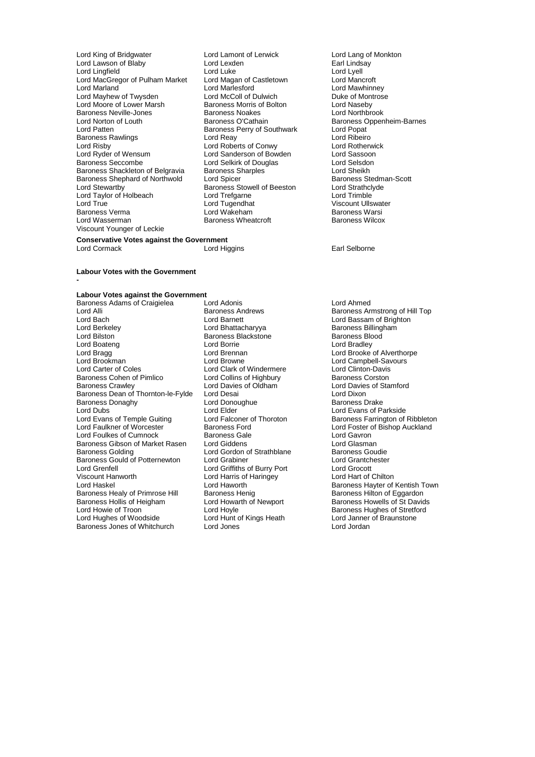Lord King of Bridgwater
Lord Lamont of Lerwick
Lord Lang of Monkton
Lord Lawson of Blaby
Lord Lexden
Earl Lindsay
Lord Lingfield
Lord Luke
Lord Lyell
Lord MacGregor of Pulham Market
Lord Magan of Castletown
Lord Mancroft
Lord Marland
Lord Marlesford
Lord Mawhinney
Lord Mayhew of Twysden
Lord McColl of Dulwich
Duke of Montrose
Lord Moore of Lower Marsh
Baroness Morris of Bolton
Lord Naseby
Baroness Neville-Jones
Baroness Noakes
Lord Northbrook
Lord Norton of Louth
Baroness O'Cathain
Baroness Oppenheim-Barnes
Lord Patten
Baroness Perry of Southwark
Lord Popat
Baroness Rawlings
Lord Reay
Lord Ribeiro
Lord Risby
Lord Roberts of Conwy
Lord Rotherwick
Lord Ryder of Wensum
Lord Sanderson of Bowden
Lord Sassoon
Baroness Seccombe
Lord Selkirk of Douglas
Lord Selsdon
Baroness Shackleton of Belgravia
Baroness Sharples
Lord Sheikh
Baroness Shephard of Northwold
Lord Spicer
Baroness Stedman-Scott
Lord Stewartby
Baroness Stowell of Beeston
Lord Strathclyde
Lord Taylor of Holbeach
Lord Trefgarne
Lord Trimble
Lord True
Lord Tugendhat
Viscount Ullswater
Baroness Verma
Lord Wakeham
Baroness Warsi
Lord Wasserman
Baroness Wheatcroft
Baroness Wilcox
Viscount Younger of Leckie

**Conservative Votes against the Government**

Lord Cormack
Lord Higgins
Earl Selborne

**Labour Votes with the Government**

-

**Labour Votes against the Government**

Baroness Adams of Craigielea
Lord Adonis
Lord Ahmed
Lord Alli
Baroness Andrews
Baroness Armstrong of Hill Top
Lord Bach
Lord Barnett
Lord Bassam of Brighton
Lord Berkeley
Lord Bhattacharyya
Baroness Billingham
Lord Bilston
Baroness Blackstone
Baroness Blood
Lord Boateng
Lord Borrie
Lord Bradley
Lord Bragg
Lord Brennan
Lord Brooke of Alverthorpe
Lord Brookman
Lord Browne
Lord Campbell-Savours
Lord Carter of Coles
Lord Clark of Windermere
Lord Clinton-Davis
Baroness Cohen of Pimlico
Lord Collins of Highbury
Baroness Corston
Baroness Crawley
Lord Davies of Oldham
Lord Davies of Stamford
Baroness Dean of Thornton-le-Fylde
Lord Desai
Lord Dixon
Baroness Donaghy
Lord Donoughue
Baroness Drake
Lord Dubs
Lord Elder
Lord Evans of Parkside
Lord Evans of Temple Guiting
Lord Falconer of Thoroton
Baroness Farrington of Ribbleton
Lord Faulkner of Worcester
Baroness Ford
Lord Foster of Bishop Auckland
Lord Foulkes of Cumnock
Baroness Gale
Lord Gavron
Baroness Gibson of Market Rasen
Lord Giddens
Lord Glasman
Baroness Golding
Lord Gordon of Strathblane
Baroness Goudie
Baroness Gould of Potternewton
Lord Grabiner
Lord Grantchester
Lord Grenfell
Lord Griffiths of Burry Port
Lord Grocott
Viscount Hanworth
Lord Harris of Haringey
Lord Hart of Chilton
Lord Haskel
Lord Haworth
Baroness Hayter of Kentish Town
Baroness Healy of Primrose Hill
Baroness Henig
Baroness Hilton of Eggardon
Baroness Hollis of Heigham
Lord Howarth of Newport
Baroness Howells of St Davids
Lord Howie of Troon
Lord Hoyle
Baroness Hughes of Stretford
Lord Hughes of Woodside
Lord Hunt of Kings Heath
Lord Janner of Braunstone
Baroness Jones of Whitchurch
Lord Jones
Lord Jordan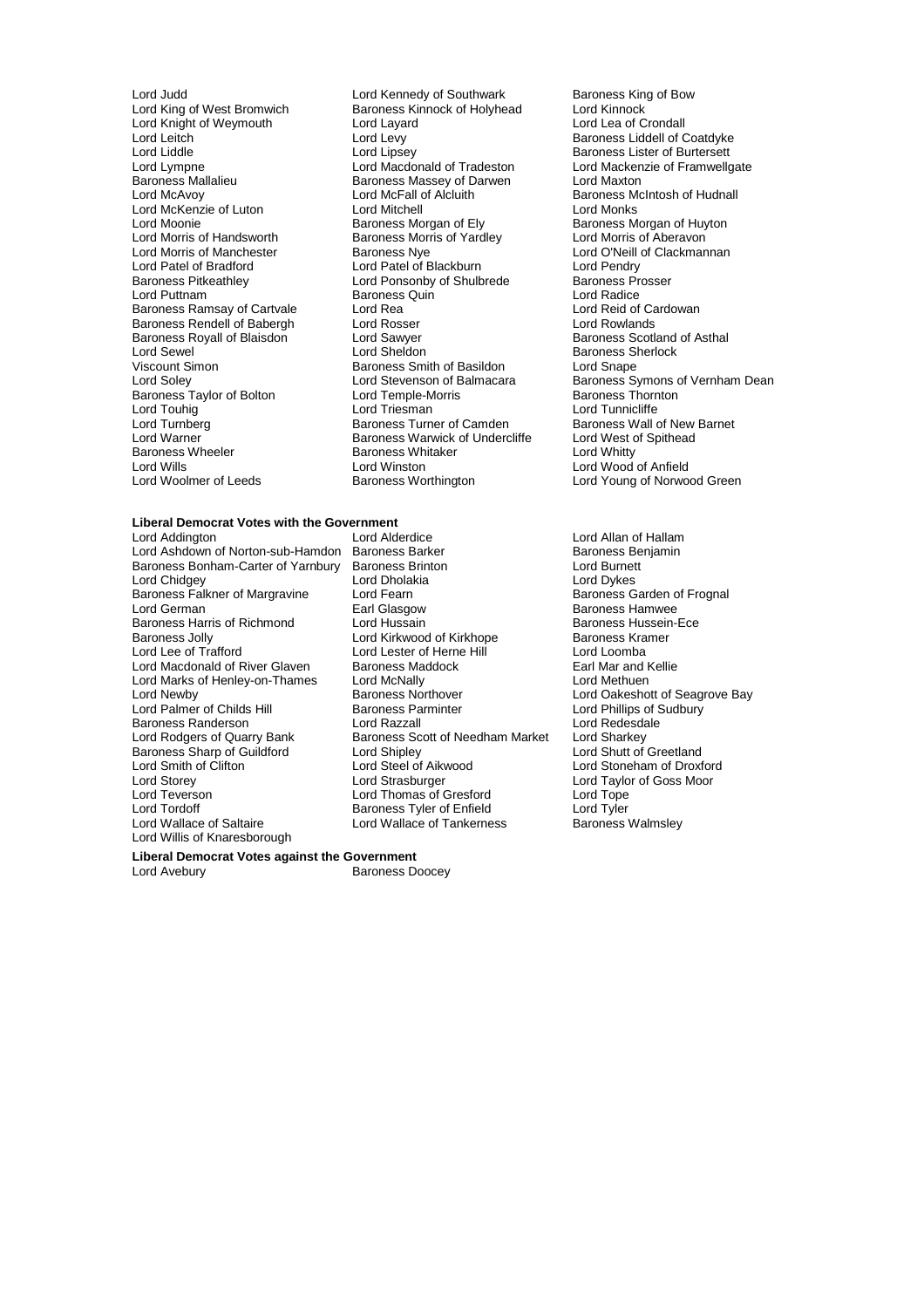Lord Judd
Lord King of West Bromwich
Lord Knight of Weymouth
Lord Leitch
Lord Liddle
Lord Lympne
Baroness Mallalieu
Lord McAvoy
Lord McKenzie of Luton
Lord Moonie
Lord Morris of Handsworth
Lord Morris of Manchester
Lord Patel of Bradford
Baroness Pitkeathley
Lord Puttnam
Baroness Ramsay of Cartvale
Baroness Rendell of Babergh
Baroness Royall of Blaisdon
Lord Sewel
Viscount Simon
Lord Soley
Baroness Taylor of Bolton
Lord Touhig
Lord Turnberg
Lord Warner
Baroness Wheeler
Lord Wills
Lord Woolmer of Leeds
Lord Kennedy of Southwark
Baroness Kinnock of Holyhead
Lord Layard
Lord Levy
Lord Lipsey
Lord Macdonald of Tradeston
Baroness Massey of Darwen
Lord McFall of Alcluith
Lord Mitchell
Baroness Morgan of Ely
Baroness Morris of Yardley
Baroness Nye
Lord Patel of Blackburn
Lord Ponsonby of Shulbrede
Baroness Quin
Lord Rea
Lord Rosser
Lord Sawyer
Lord Sheldon
Baroness Smith of Basildon
Lord Stevenson of Balmacara
Lord Temple-Morris
Lord Triesman
Baroness Turner of Camden
Baroness Warwick of Undercliffe
Baroness Whitaker
Lord Winston
Baroness Worthington
Baroness King of Bow
Lord Kinnock
Lord Lea of Crondall
Baroness Liddell of Coatdyke
Baroness Lister of Burtersett
Lord Mackenzie of Framwellgate
Lord Maxton
Baroness McIntosh of Hudnall
Lord Monks
Baroness Morgan of Huyton
Lord Morris of Aberavon
Lord O'Neill of Clackmannan
Lord Pendry
Baroness Prosser
Lord Radice
Lord Reid of Cardowan
Lord Rowlands
Baroness Scotland of Asthal
Baroness Sherlock
Lord Snape
Baroness Symons of Vernham Dean
Baroness Thornton
Lord Tunnicliffe
Baroness Wall of New Barnet
Lord West of Spithead
Lord Whitty
Lord Wood of Anfield
Lord Young of Norwood Green

**Liberal Democrat Votes with the Government**

Lord Addington
Lord Ashdown of Norton-sub-Hamdon
Baroness Bonham-Carter of Yarnbury
Lord Chidgey
Baroness Falkner of Margravine
Lord German
Baroness Harris of Richmond
Baroness Jolly
Lord Lee of Trafford
Lord Macdonald of River Glaven
Lord Marks of Henley-on-Thames
Lord Newby
Lord Palmer of Childs Hill
Baroness Randerson
Lord Rodgers of Quarry Bank
Baroness Sharp of Guildford
Lord Smith of Clifton
Lord Storey
Lord Teverson
Lord Tordoff
Lord Wallace of Saltaire
Lord Willis of Knaresborough
Lord Alderdice
Baroness Barker
Baroness Brinton
Lord Dholakia
Lord Fearn
Earl Glasgow
Lord Hussain
Lord Kirkwood of Kirkhope
Lord Lester of Herne Hill
Baroness Maddock
Lord McNally
Baroness Northover
Baroness Parminter
Lord Razzall
Baroness Scott of Needham Market
Lord Shipley
Lord Steel of Aikwood
Lord Strasburger
Lord Thomas of Gresford
Baroness Tyler of Enfield
Lord Wallace of Tankerness
Lord Allan of Hallam
Baroness Benjamin
Lord Burnett
Lord Dykes
Baroness Garden of Frognal
Baroness Hamwee
Baroness Hussein-Ece
Baroness Kramer
Lord Loomba
Earl Mar and Kellie
Lord Methuen
Lord Oakeshott of Seagrove Bay
Lord Phillips of Sudbury
Lord Redesdale
Lord Sharkey
Lord Shutt of Greetland
Lord Stoneham of Droxford
Lord Taylor of Goss Moor
Lord Tope
Lord Tyler
Baroness Walmsley

**Liberal Democrat Votes against the Government**

Lord Avebury
Baroness Doocey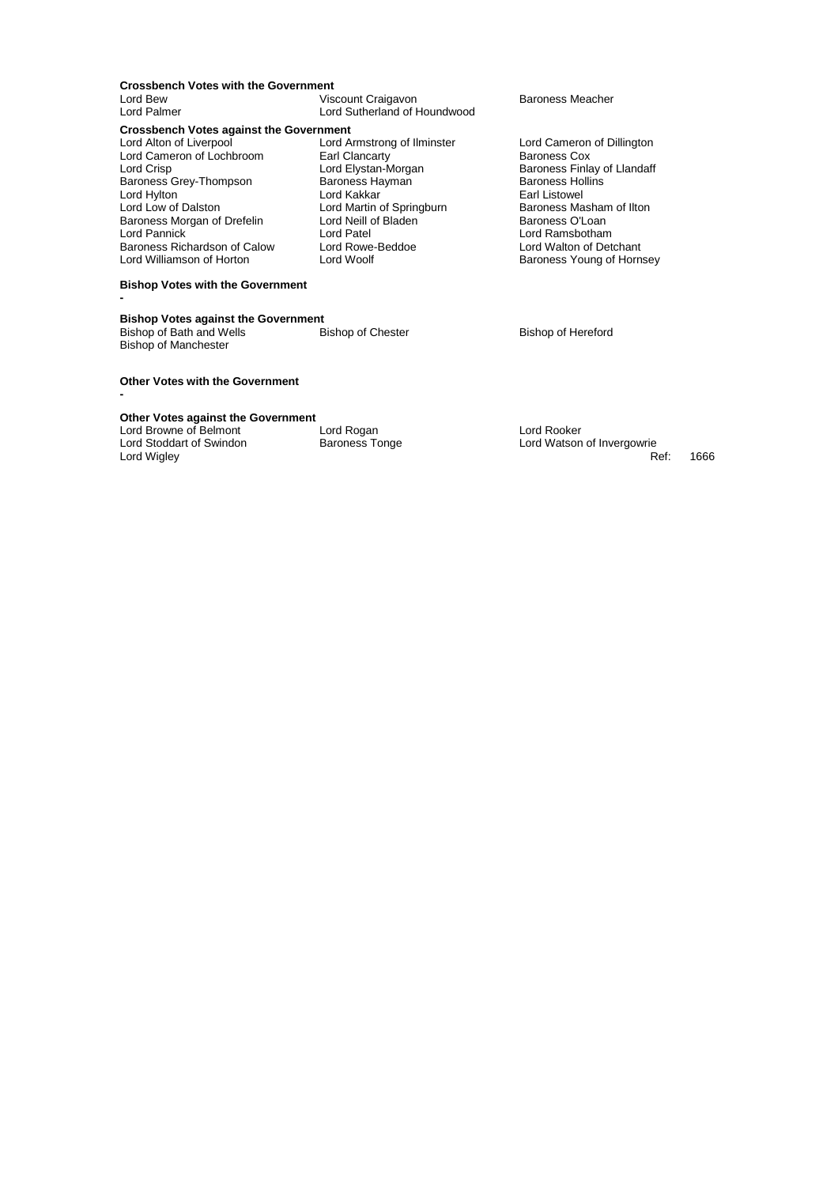**Crossbench Votes with the Government**

Lord Bew
Viscount Craigavon
Baroness Meacher
Lord Palmer
Lord Sutherland of Houndwood

**Crossbench Votes against the Government**

Lord Alton of Liverpool
Lord Armstrong of Ilminster
Lord Cameron of Dillington
Lord Cameron of Lochbroom
Earl Clancarty
Baroness Cox
Lord Crisp
Lord Elystan-Morgan
Baroness Finlay of Llandaff
Baroness Grey-Thompson
Baroness Hayman
Baroness Hollins
Lord Hylton
Lord Kakkar
Earl Listowel
Lord Low of Dalston
Lord Martin of Springburn
Baroness Masham of Ilton
Baroness Morgan of Drefelin
Lord Neill of Bladen
Baroness O'Loan
Lord Pannick
Lord Patel
Lord Ramsbotham
Baroness Richardson of Calow
Lord Rowe-Beddoe
Lord Walton of Detchant
Lord Williamson of Horton
Lord Woolf
Baroness Young of Hornsey

**Bishop Votes with the Government**

-

**Bishop Votes against the Government**

Bishop of Bath and Wells
Bishop of Chester
Bishop of Hereford
Bishop of Manchester

**Other Votes with the Government**

-

**Other Votes against the Government**

Lord Browne of Belmont
Lord Rogan
Lord Rooker
Lord Stoddart of Swindon
Baroness Tonge
Lord Watson of Invergowrie
Lord Wigley

Ref: 1666